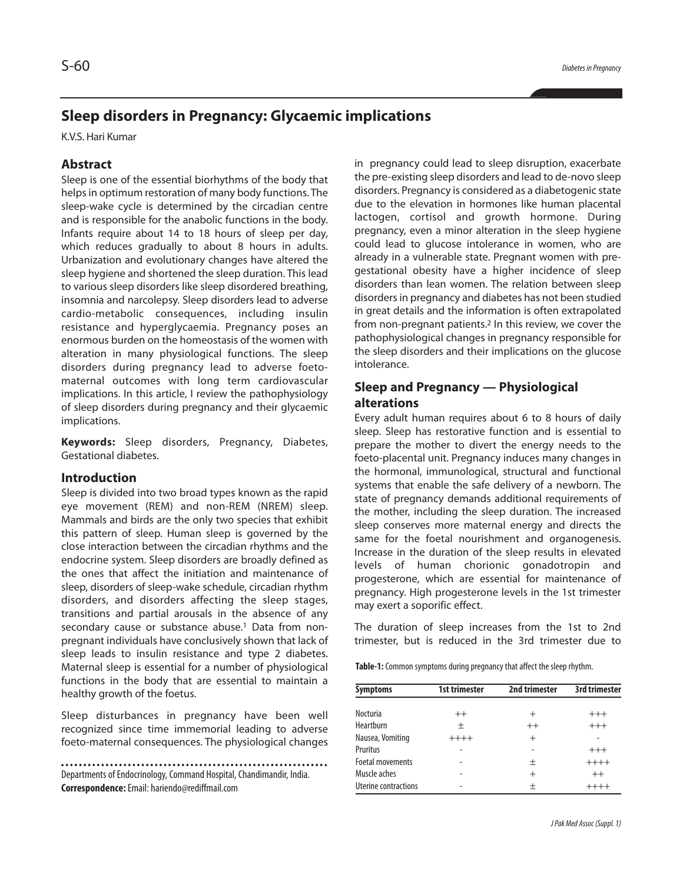# Sleep disorders in Pregnancy: Glycaemic implications

K.V.S. Hari Kumar

## Abstract

Sleep is one of the essential biorhythms of the body that helps in optimum restoration of many body functions. The sleep-wake cycle is determined by the circadian centre and is responsible for the anabolic functions in the body. Infants require about 14 to 18 hours of sleep per day, which reduces gradually to about 8 hours in adults. Urbanization and evolutionary changes have altered the sleep hygiene and shortened the sleep duration. This lead to various sleep disorders like sleep disordered breathing, insomnia and narcolepsy. Sleep disorders lead to adverse cardio-metabolic consequences, including insulin resistance and hyperglycaemia. Pregnancy poses an enormous burden on the homeostasis of the women with alteration in many physiological functions. The sleep disorders during pregnancy lead to adverse foeto-maternal outcomes with long term cardiovascular implications. In this article, I review the pathophysiology of sleep disorders during pregnancy and their glycaemic implications.

**Keywords:** Sleep disorders, Pregnancy, Diabetes, Gestational diabetes.

## Introduction

Sleep is divided into two broad types known as the rapid eye movement (REM) and non-REM (NREM) sleep. Mammals and birds are the only two species that exhibit this pattern of sleep. Human sleep is governed by the close interaction between the circadian rhythms and the endocrine system. Sleep disorders are broadly defined as the ones that affect the initiation and maintenance of sleep, disorders of sleep-wake schedule, circadian rhythm disorders, and disorders affecting the sleep stages, transitions and partial arousals in the absence of any secondary cause or substance abuse.[1] Data from non-pregnant individuals have conclusively shown that lack of sleep leads to insulin resistance and type 2 diabetes. Maternal sleep is essential for a number of physiological functions in the body that are essential to maintain a healthy growth of the foetus.

Sleep disturbances in pregnancy have been well recognized since time immemorial leading to adverse foeto-maternal consequences. The physiological changes in pregnancy could lead to sleep disruption, exacerbate the pre-existing sleep disorders and lead to de-novo sleep disorders. Pregnancy is considered as a diabetogenic state due to the elevation in hormones like human placental lactogen, cortisol and growth hormone. During pregnancy, even a minor alteration in the sleep hygiene could lead to glucose intolerance in women, who are already in a vulnerable state. Pregnant women with pre-gestational obesity have a higher incidence of sleep disorders than lean women. The relation between sleep disorders in pregnancy and diabetes has not been studied in great details and the information is often extrapolated from non-pregnant patients.[2] In this review, we cover the pathophysiological changes in pregnancy responsible for the sleep disorders and their implications on the glucose intolerance.

## Sleep and Pregnancy — Physiological alterations

Every adult human requires about 6 to 8 hours of daily sleep. Sleep has restorative function and is essential to prepare the mother to divert the energy needs to the foeto-placental unit. Pregnancy induces many changes in the hormonal, immunological, structural and functional systems that enable the safe delivery of a newborn. The state of pregnancy demands additional requirements of the mother, including the sleep duration. The increased sleep conserves more maternal energy and directs the same for the foetal nourishment and organogenesis. Increase in the duration of the sleep results in elevated levels of human chorionic gonadotropin and progesterone, which are essential for maintenance of pregnancy. High progesterone levels in the 1st trimester may exert a soporific effect.

The duration of sleep increases from the 1st to 2nd trimester, but is reduced in the 3rd trimester due to

**Table-1:** Common symptoms during pregnancy that affect the sleep rhythm.

| Symptoms | 1st trimester | 2nd trimester | 3rd trimester |
|---|---|---|---|
| Nocturia | ++ | + | +++ |
| Heartburn | ± | ++ | +++ |
| Nausea, Vomiting | ++++ | + | - |
| Pruritus | - | - | +++ |
| Foetal movements | - | ± | ++++ |
| Muscle aches | - | + | ++ |
| Uterine contractions | - | ± | ++++ |

Departments of Endocrinology, Command Hospital, Chandimandir, India.
**Correspondence:** Email: hariendo@rediffmail.com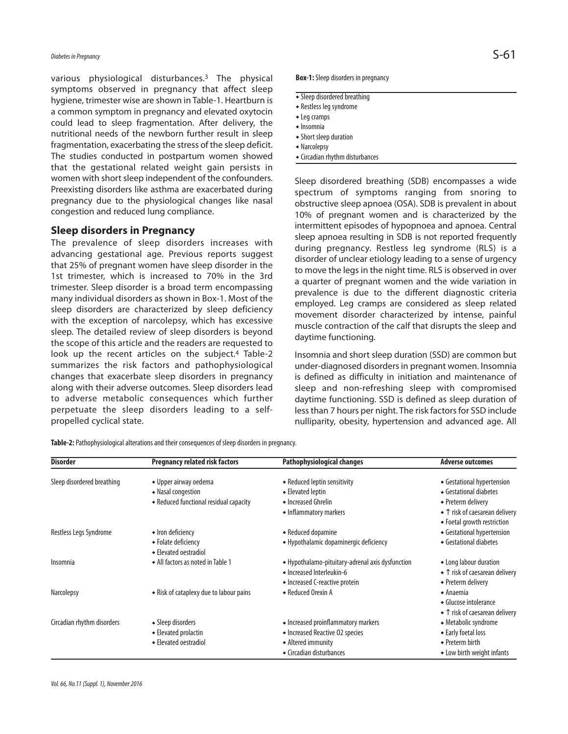various physiological disturbances.[3] The physical symptoms observed in pregnancy that affect sleep hygiene, trimester wise are shown in Table-1. Heartburn is a common symptom in pregnancy and elevated oxytocin could lead to sleep fragmentation. After delivery, the nutritional needs of the newborn further result in sleep fragmentation, exacerbating the stress of the sleep deficit. The studies conducted in postpartum women showed that the gestational related weight gain persists in women with short sleep independent of the confounders. Preexisting disorders like asthma are exacerbated during pregnancy due to the physiological changes like nasal congestion and reduced lung compliance.

## Sleep disorders in Pregnancy

The prevalence of sleep disorders increases with advancing gestational age. Previous reports suggest that 25% of pregnant women have sleep disorder in the 1st trimester, which is increased to 70% in the 3rd trimester. Sleep disorder is a broad term encompassing many individual disorders as shown in Box-1. Most of the sleep disorders are characterized by sleep deficiency with the exception of narcolepsy, which has excessive sleep. The detailed review of sleep disorders is beyond the scope of this article and the readers are requested to look up the recent articles on the subject.[4] Table-2 summarizes the risk factors and pathophysiological changes that exacerbate sleep disorders in pregnancy along with their adverse outcomes. Sleep disorders lead to adverse metabolic consequences which further perpetuate the sleep disorders leading to a self-propelled cyclical state.

**Box-1:** Sleep disorders in pregnancy

- Sleep disordered breathing
- Restless leg syndrome
- Leg cramps
- Insomnia
- Short sleep duration
- Narcolepsy
- Circadian rhythm disturbances

Sleep disordered breathing (SDB) encompasses a wide spectrum of symptoms ranging from snoring to obstructive sleep apnoea (OSA). SDB is prevalent in about 10% of pregnant women and is characterized by the intermittent episodes of hypopnoea and apnoea. Central sleep apnoea resulting in SDB is not reported frequently during pregnancy. Restless leg syndrome (RLS) is a disorder of unclear etiology leading to a sense of urgency to move the legs in the night time. RLS is observed in over a quarter of pregnant women and the wide variation in prevalence is due to the different diagnostic criteria employed. Leg cramps are considered as sleep related movement disorder characterized by intense, painful muscle contraction of the calf that disrupts the sleep and daytime functioning.

Insomnia and short sleep duration (SSD) are common but under-diagnosed disorders in pregnant women. Insomnia is defined as difficulty in initiation and maintenance of sleep and non-refreshing sleep with compromised daytime functioning. SSD is defined as sleep duration of less than 7 hours per night. The risk factors for SSD include nulliparity, obesity, hypertension and advanced age. All

**Table-2:** Pathophysiological alterations and their consequences of sleep disorders in pregnancy.

| Disorder | Pregnancy related risk factors | Pathophysiological changes | Adverse outcomes |
|---|---|---|---|
| Sleep disordered breathing | • Upper airway oedema<br>• Nasal congestion<br>• Reduced functional residual capacity | • Reduced leptin sensitivity<br>• Elevated leptin<br>• Increased Ghrelin<br>• Inflammatory markers | • Gestational hypertension<br>• Gestational diabetes<br>• Preterm delivery<br>• ↑ risk of caesarean delivery<br>• Foetal growth restriction |
| Restless Legs Syndrome | • Iron deficiency<br>• Folate deficiency<br>• Elevated oestradiol | • Reduced dopamine<br>• Hypothalamic dopaminergic deficiency | • Gestational hypertension<br>• Gestational diabetes |
| Insomnia | • All factors as noted in Table 1 | • Hypothalamo-pituitary-adrenal axis dysfunction<br>• Increased Interleukin-6<br>• Increased C-reactive protein | • Long labour duration<br>• ↑ risk of caesarean delivery<br>• Preterm delivery |
| Narcolepsy | • Risk of cataplexy due to labour pains | • Reduced Orexin A | • Anaemia<br>• Glucose intolerance<br>• ↑ risk of caesarean delivery |
| Circadian rhythm disorders | • Sleep disorders<br>• Elevated prolactin<br>• Elevated oestradiol | • Increased proinflammatory markers<br>• Increased Reactive O2 species<br>• Altered immunity<br>• Circadian disturbances | • Metabolic syndrome<br>• Early foetal loss<br>• Preterm birth<br>• Low birth weight infants |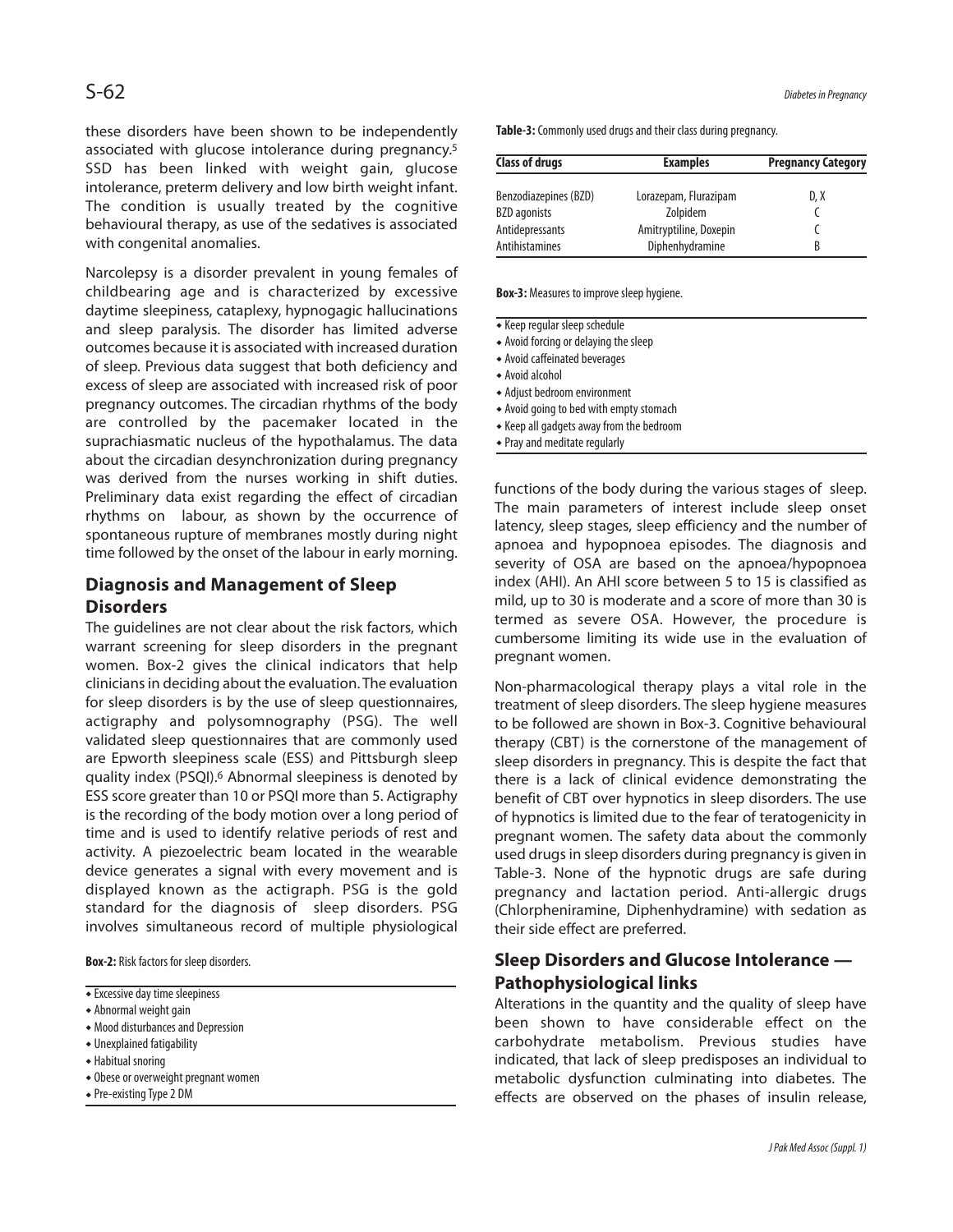these disorders have been shown to be independently associated with glucose intolerance during pregnancy.[5] SSD has been linked with weight gain, glucose intolerance, preterm delivery and low birth weight infant. The condition is usually treated by the cognitive behavioural therapy, as use of the sedatives is associated with congenital anomalies.

Narcolepsy is a disorder prevalent in young females of childbearing age and is characterized by excessive daytime sleepiness, cataplexy, hypnogagic hallucinations and sleep paralysis. The disorder has limited adverse outcomes because it is associated with increased duration of sleep. Previous data suggest that both deficiency and excess of sleep are associated with increased risk of poor pregnancy outcomes. The circadian rhythms of the body are controlled by the pacemaker located in the suprachiasmatic nucleus of the hypothalamus. The data about the circadian desynchronization during pregnancy was derived from the nurses working in shift duties. Preliminary data exist regarding the effect of circadian rhythms on labour, as shown by the occurrence of spontaneous rupture of membranes mostly during night time followed by the onset of the labour in early morning.

## Diagnosis and Management of Sleep Disorders

The guidelines are not clear about the risk factors, which warrant screening for sleep disorders in the pregnant women. Box-2 gives the clinical indicators that help clinicians in deciding about the evaluation. The evaluation for sleep disorders is by the use of sleep questionnaires, actigraphy and polysomnography (PSG). The well validated sleep questionnaires that are commonly used are Epworth sleepiness scale (ESS) and Pittsburgh sleep quality index (PSQI).[6] Abnormal sleepiness is denoted by ESS score greater than 10 or PSQI more than 5. Actigraphy is the recording of the body motion over a long period of time and is used to identify relative periods of rest and activity. A piezoelectric beam located in the wearable device generates a signal with every movement and is displayed known as the actigraph. PSG is the gold standard for the diagnosis of sleep disorders. PSG involves simultaneous record of multiple physiological functions of the body during the various stages of sleep. The main parameters of interest include sleep onset latency, sleep stages, sleep efficiency and the number of apnoea and hypopnoea episodes. The diagnosis and severity of OSA are based on the apnoea/hypopnoea index (AHI). An AHI score between 5 to 15 is classified as mild, up to 30 is moderate and a score of more than 30 is termed as severe OSA. However, the procedure is cumbersome limiting its wide use in the evaluation of pregnant women.

**Box-2:** Risk factors for sleep disorders.

- Excessive day time sleepiness
- Abnormal weight gain
- Mood disturbances and Depression
- Unexplained fatigability
- Habitual snoring
- Obese or overweight pregnant women
- Pre-existing Type 2 DM

**Table-3:** Commonly used drugs and their class during pregnancy.

| Class of drugs | Examples | Pregnancy Category |
|---|---|---|
| Benzodiazepines (BZD) | Lorazepam, Flurazipam | D, X |
| BZD agonists | Zolpidem | C |
| Antidepressants | Amitryptiline, Doxepin | C |
| Antihistamines | Diphenhydramine | B |

**Box-3:** Measures to improve sleep hygiene.

- Keep regular sleep schedule
- Avoid forcing or delaying the sleep
- Avoid caffeinated beverages
- Avoid alcohol
- Adjust bedroom environment
- Avoid going to bed with empty stomach
- Keep all gadgets away from the bedroom
- Pray and meditate regularly

Non-pharmacological therapy plays a vital role in the treatment of sleep disorders. The sleep hygiene measures to be followed are shown in Box-3. Cognitive behavioural therapy (CBT) is the cornerstone of the management of sleep disorders in pregnancy. This is despite the fact that there is a lack of clinical evidence demonstrating the benefit of CBT over hypnotics in sleep disorders. The use of hypnotics is limited due to the fear of teratogenicity in pregnant women. The safety data about the commonly used drugs in sleep disorders during pregnancy is given in Table-3. None of the hypnotic drugs are safe during pregnancy and lactation period. Anti-allergic drugs (Chlorpheniramine, Diphenhydramine) with sedation as their side effect are preferred.

## Sleep Disorders and Glucose Intolerance — Pathophysiological links

Alterations in the quantity and the quality of sleep have been shown to have considerable effect on the carbohydrate metabolism. Previous studies have indicated, that lack of sleep predisposes an individual to metabolic dysfunction culminating into diabetes. The effects are observed on the phases of insulin release,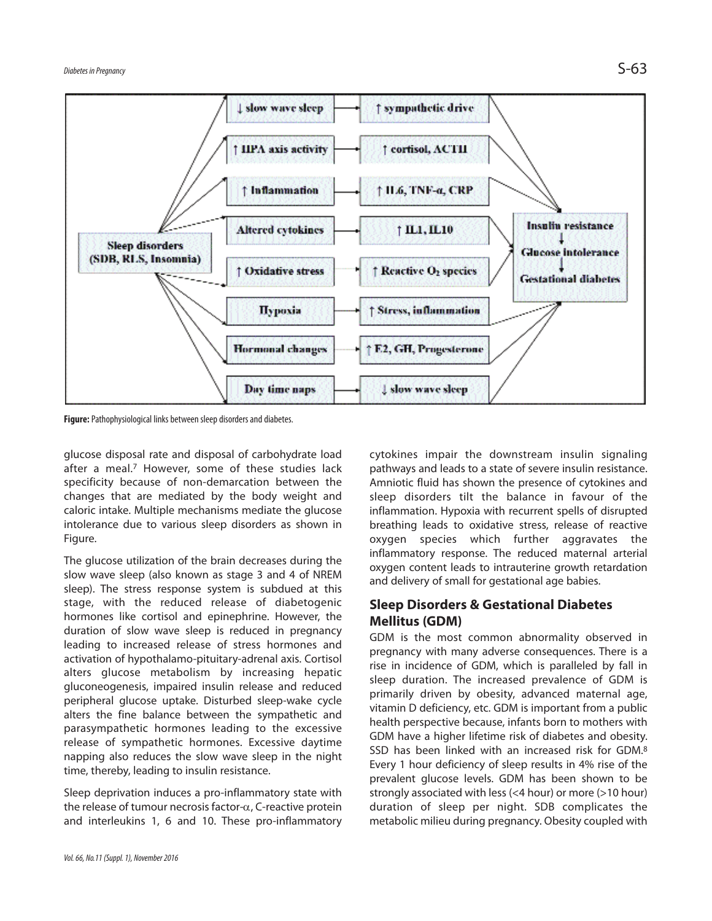**Figure:** Pathophysiological links between sleep disorders and diabetes.

glucose disposal rate and disposal of carbohydrate load after a meal.[7] However, some of these studies lack specificity because of non-demarcation between the changes that are mediated by the body weight and caloric intake. Multiple mechanisms mediate the glucose intolerance due to various sleep disorders as shown in Figure.

The glucose utilization of the brain decreases during the slow wave sleep (also known as stage 3 and 4 of NREM sleep). The stress response system is subdued at this stage, with the reduced release of diabetogenic hormones like cortisol and epinephrine. However, the duration of slow wave sleep is reduced in pregnancy leading to increased release of stress hormones and activation of hypothalamo-pituitary-adrenal axis. Cortisol alters glucose metabolism by increasing hepatic gluconeogenesis, impaired insulin release and reduced peripheral glucose uptake. Disturbed sleep-wake cycle alters the fine balance between the sympathetic and parasympathetic hormones leading to the excessive release of sympathetic hormones. Excessive daytime napping also reduces the slow wave sleep in the night time, thereby, leading to insulin resistance.

Sleep deprivation induces a pro-inflammatory state with the release of tumour necrosis factor-$\alpha$, C-reactive protein and interleukins 1, 6 and 10. These pro-inflammatory cytokines impair the downstream insulin signaling pathways and leads to a state of severe insulin resistance. Amniotic fluid has shown the presence of cytokines and sleep disorders tilt the balance in favour of the inflammation. Hypoxia with recurrent spells of disrupted breathing leads to oxidative stress, release of reactive oxygen species which further aggravates the inflammatory response. The reduced maternal arterial oxygen content leads to intrauterine growth retardation and delivery of small for gestational age babies.

## Sleep Disorders & Gestational Diabetes Mellitus (GDM)

GDM is the most common abnormality observed in pregnancy with many adverse consequences. There is a rise in incidence of GDM, which is paralleled by fall in sleep duration. The increased prevalence of GDM is primarily driven by obesity, advanced maternal age, vitamin D deficiency, etc. GDM is important from a public health perspective because, infants born to mothers with GDM have a higher lifetime risk of diabetes and obesity. SSD has been linked with an increased risk for GDM.[8] Every 1 hour deficiency of sleep results in 4% rise of the prevalent glucose levels. GDM has been shown to be strongly associated with less (<4 hour) or more (>10 hour) duration of sleep per night. SDB complicates the metabolic milieu during pregnancy. Obesity coupled with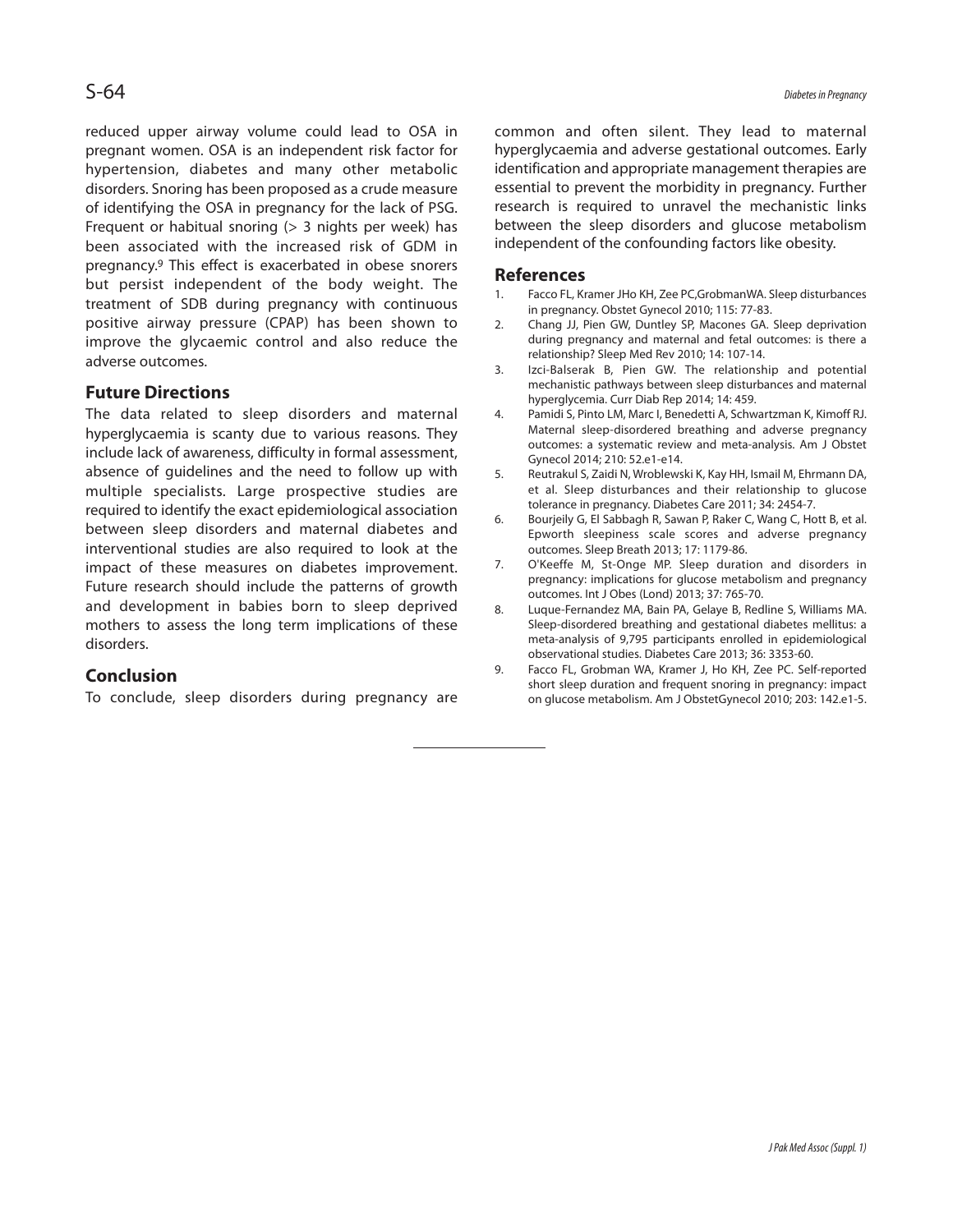reduced upper airway volume could lead to OSA in pregnant women. OSA is an independent risk factor for hypertension, diabetes and many other metabolic disorders. Snoring has been proposed as a crude measure of identifying the OSA in pregnancy for the lack of PSG. Frequent or habitual snoring (> 3 nights per week) has been associated with the increased risk of GDM in pregnancy.[9] This effect is exacerbated in obese snorers but persist independent of the body weight. The treatment of SDB during pregnancy with continuous positive airway pressure (CPAP) has been shown to improve the glycaemic control and also reduce the adverse outcomes.

## Future Directions

The data related to sleep disorders and maternal hyperglycaemia is scanty due to various reasons. They include lack of awareness, difficulty in formal assessment, absence of guidelines and the need to follow up with multiple specialists. Large prospective studies are required to identify the exact epidemiological association between sleep disorders and maternal diabetes and interventional studies are also required to look at the impact of these measures on diabetes improvement. Future research should include the patterns of growth and development in babies born to sleep deprived mothers to assess the long term implications of these disorders.

## Conclusion

To conclude, sleep disorders during pregnancy are common and often silent. They lead to maternal hyperglycaemia and adverse gestational outcomes. Early identification and appropriate management therapies are essential to prevent the morbidity in pregnancy. Further research is required to unravel the mechanistic links between the sleep disorders and glucose metabolism independent of the confounding factors like obesity.

## References

1. Facco FL, Kramer JHo KH, Zee PC,GrobmanWA. Sleep disturbances in pregnancy. Obstet Gynecol 2010; 115: 77-83.
2. Chang JJ, Pien GW, Duntley SP, Macones GA. Sleep deprivation during pregnancy and maternal and fetal outcomes: is there a relationship? Sleep Med Rev 2010; 14: 107-14.
3. Izci-Balserak B, Pien GW. The relationship and potential mechanistic pathways between sleep disturbances and maternal hyperglycemia. Curr Diab Rep 2014; 14: 459.
4. Pamidi S, Pinto LM, Marc I, Benedetti A, Schwartzman K, Kimoff RJ. Maternal sleep-disordered breathing and adverse pregnancy outcomes: a systematic review and meta-analysis. Am J Obstet Gynecol 2014; 210: 52.e1-e14.
5. Reutrakul S, Zaidi N, Wroblewski K, Kay HH, Ismail M, Ehrmann DA, et al. Sleep disturbances and their relationship to glucose tolerance in pregnancy. Diabetes Care 2011; 34: 2454-7.
6. Bourjeily G, El Sabbagh R, Sawan P, Raker C, Wang C, Hott B, et al. Epworth sleepiness scale scores and adverse pregnancy outcomes. Sleep Breath 2013; 17: 1179-86.
7. O'Keeffe M, St-Onge MP. Sleep duration and disorders in pregnancy: implications for glucose metabolism and pregnancy outcomes. Int J Obes (Lond) 2013; 37: 765-70.
8. Luque-Fernandez MA, Bain PA, Gelaye B, Redline S, Williams MA. Sleep-disordered breathing and gestational diabetes mellitus: a meta-analysis of 9,795 participants enrolled in epidemiological observational studies. Diabetes Care 2013; 36: 3353-60.
9. Facco FL, Grobman WA, Kramer J, Ho KH, Zee PC. Self-reported short sleep duration and frequent snoring in pregnancy: impact on glucose metabolism. Am J ObstetGynecol 2010; 203: 142.e1-5.